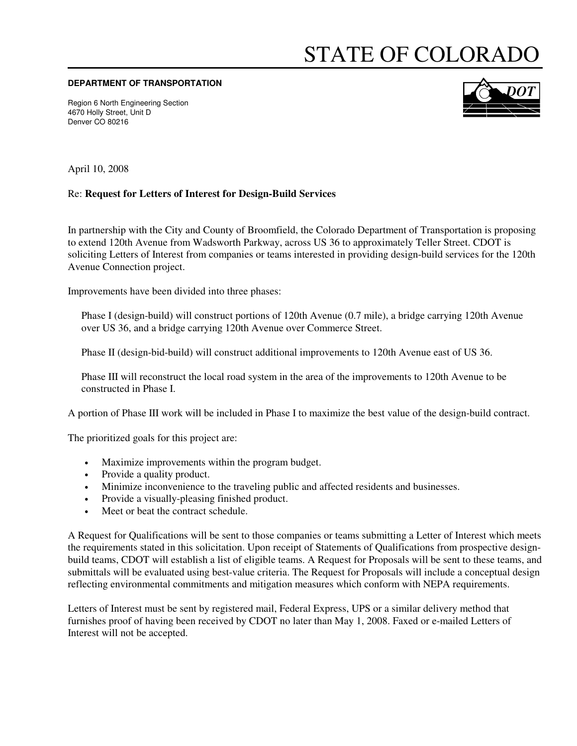# STATE OF COLORADO

**DEPARTMENT OF TRANSPORTATION**

Region 6 North Engineering Section
4670 Holly Street, Unit D
Denver CO 80216

April 10, 2008

Re: **Request for Letters of Interest for Design-Build Services**

In partnership with the City and County of Broomfield, the Colorado Department of Transportation is proposing to extend 120th Avenue from Wadsworth Parkway, across US 36 to approximately Teller Street. CDOT is soliciting Letters of Interest from companies or teams interested in providing design-build services for the 120th Avenue Connection project.

Improvements have been divided into three phases:

Phase I (design-build) will construct portions of 120th Avenue (0.7 mile), a bridge carrying 120th Avenue over US 36, and a bridge carrying 120th Avenue over Commerce Street.

Phase II (design-bid-build) will construct additional improvements to 120th Avenue east of US 36.

Phase III will reconstruct the local road system in the area of the improvements to 120th Avenue to be constructed in Phase I.

A portion of Phase III work will be included in Phase I to maximize the best value of the design-build contract.

The prioritized goals for this project are:

- Maximize improvements within the program budget.
- Provide a quality product.
- Minimize inconvenience to the traveling public and affected residents and businesses.
- Provide a visually-pleasing finished product.
- Meet or beat the contract schedule.

A Request for Qualifications will be sent to those companies or teams submitting a Letter of Interest which meets the requirements stated in this solicitation. Upon receipt of Statements of Qualifications from prospective design-build teams, CDOT will establish a list of eligible teams. A Request for Proposals will be sent to these teams, and submittals will be evaluated using best-value criteria. The Request for Proposals will include a conceptual design reflecting environmental commitments and mitigation measures which conform with NEPA requirements.

Letters of Interest must be sent by registered mail, Federal Express, UPS or a similar delivery method that furnishes proof of having been received by CDOT no later than May 1, 2008. Faxed or e-mailed Letters of Interest will not be accepted.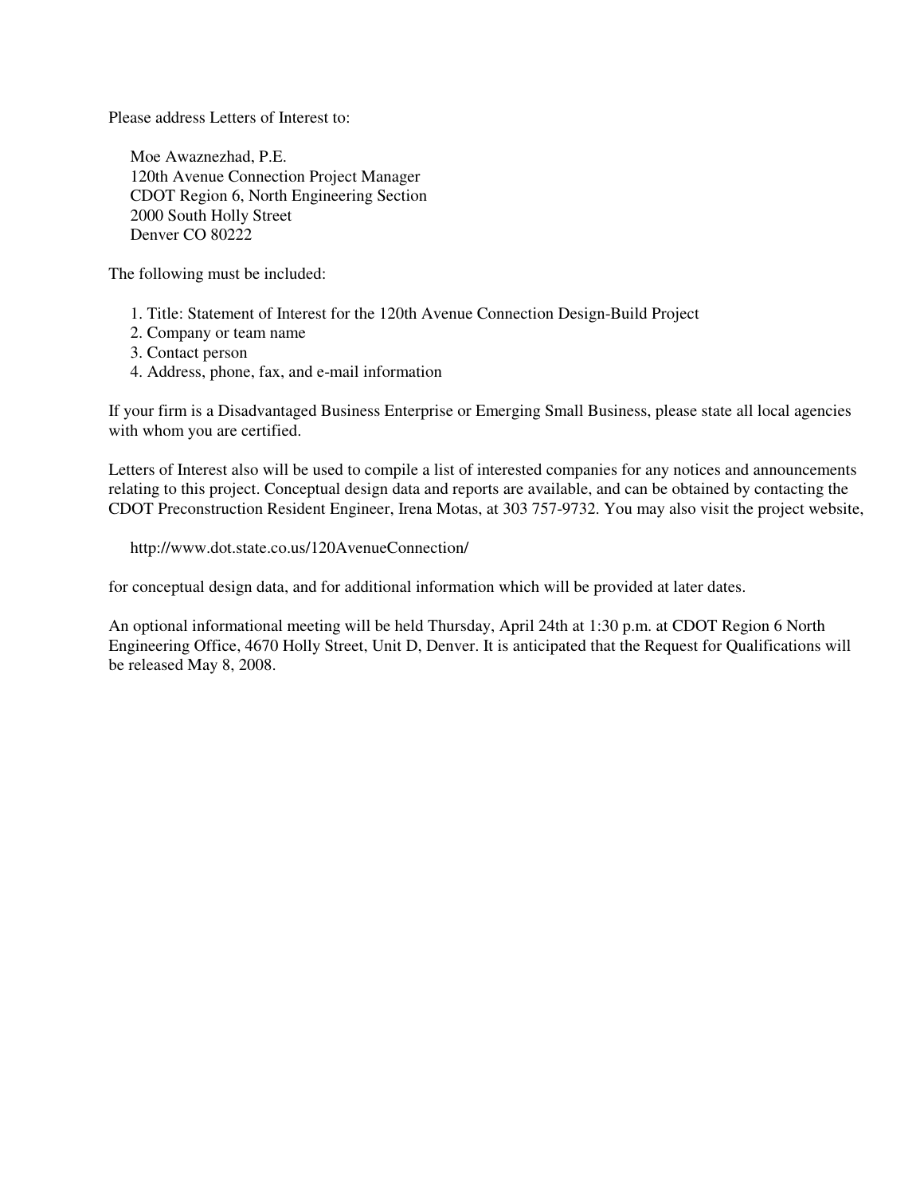Please address Letters of Interest to:

Moe Awaznezhad, P.E.
120th Avenue Connection Project Manager
CDOT Region 6, North Engineering Section
2000 South Holly Street
Denver CO 80222

The following must be included:

1. Title: Statement of Interest for the 120th Avenue Connection Design-Build Project
2. Company or team name
3. Contact person
4. Address, phone, fax, and e-mail information

If your firm is a Disadvantaged Business Enterprise or Emerging Small Business, please state all local agencies with whom you are certified.

Letters of Interest also will be used to compile a list of interested companies for any notices and announcements relating to this project. Conceptual design data and reports are available, and can be obtained by contacting the CDOT Preconstruction Resident Engineer, Irena Motas, at 303 757-9732. You may also visit the project website,

http://www.dot.state.co.us/120AvenueConnection/

for conceptual design data, and for additional information which will be provided at later dates.

An optional informational meeting will be held Thursday, April 24th at 1:30 p.m. at CDOT Region 6 North Engineering Office, 4670 Holly Street, Unit D, Denver. It is anticipated that the Request for Qualifications will be released May 8, 2008.